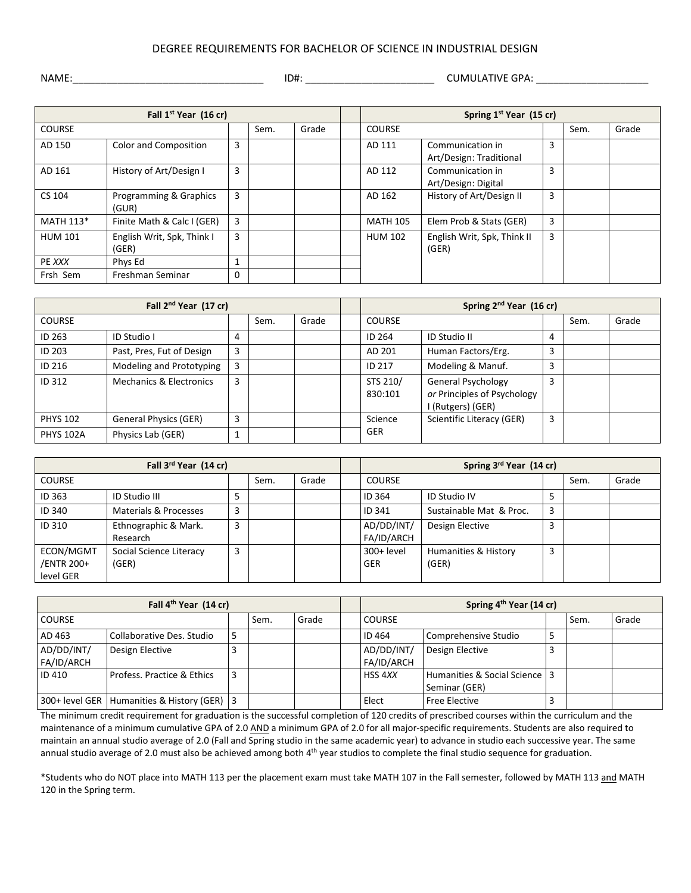# DEGREE REQUIREMENTS FOR BACHELOR OF SCIENCE IN INDUSTRIAL DESIGN

NAME:___________________________________ ID#: _______________________ CUMULATIVE GPA: ____________________

| Fall 1st Year (16 cr) | | | | | | Spring 1st Year (15 cr) | | | | |
|---|---|---|---|---|---|---|---|---|---|---|
| COURSE | | | Sem. | Grade | | COURSE | | | Sem. | Grade |
| AD 150 | Color and Composition | 3 | | | | AD 111 | Communication in Art/Design: Traditional | 3 | | |
| AD 161 | History of Art/Design I | 3 | | | | AD 112 | Communication in Art/Design: Digital | 3 | | |
| CS 104 | Programming & Graphics (GUR) | 3 | | | | AD 162 | History of Art/Design II | 3 | | |
| MATH 113* | Finite Math & Calc I (GER) | 3 | | | | MATH 105 | Elem Prob & Stats (GER) | 3 | | |
| HUM 101 | English Writ, Spk, Think I (GER) | 3 | | | | HUM 102 | English Writ, Spk, Think II (GER) | 3 | | |
| PE *XXX* | Phys Ed | 1 | | | | | | | | |
| Frsh Sem | Freshman Seminar | 0 | | | | | | | | |

| Fall 2nd Year (17 cr) | | | | | | Spring 2nd Year (16 cr) | | | | |
|---|---|---|---|---|---|---|---|---|---|---|
| COURSE | | | Sem. | Grade | | COURSE | | | Sem. | Grade |
| ID 263 | ID Studio I | 4 | | | | ID 264 | ID Studio II | 4 | | |
| ID 203 | Past, Pres, Fut of Design | 3 | | | | AD 201 | Human Factors/Erg. | 3 | | |
| ID 216 | Modeling and Prototyping | 3 | | | | ID 217 | Modeling & Manuf. | 3 | | |
| ID 312 | Mechanics & Electronics | 3 | | | | STS 210/ 830:101 | General Psychology *or* Principles of Psychology I (Rutgers) (GER) | 3 | | |
| PHYS 102 | General Physics (GER) | 3 | | | | Science GER | Scientific Literacy (GER) | 3 | | |
| PHYS 102A | Physics Lab (GER) | 1 | | | | | | | | |

| Fall 3rd Year (14 cr) | | | | | | Spring 3rd Year (14 cr) | | | | |
|---|---|---|---|---|---|---|---|---|---|---|
| COURSE | | | Sem. | Grade | | COURSE | | | Sem. | Grade |
| ID 363 | ID Studio III | 5 | | | | ID 364 | ID Studio IV | 5 | | |
| ID 340 | Materials & Processes | 3 | | | | ID 341 | Sustainable Mat & Proc. | 3 | | |
| ID 310 | Ethnographic & Mark. Research | 3 | | | | AD/DD/INT/ FA/ID/ARCH | Design Elective | 3 | | |
| ECON/MGMT /ENTR 200+ level GER | Social Science Literacy (GER) | 3 | | | | 300+ level GER | Humanities & History (GER) | 3 | | |

| Fall 4th Year (14 cr) | | | | | | Spring 4th Year (14 cr) | | | | |
|---|---|---|---|---|---|---|---|---|---|---|
| COURSE | | | Sem. | Grade | | COURSE | | | Sem. | Grade |
| AD 463 | Collaborative Des. Studio | 5 | | | | ID 464 | Comprehensive Studio | 5 | | |
| AD/DD/INT/ FA/ID/ARCH | Design Elective | 3 | | | | AD/DD/INT/ FA/ID/ARCH | Design Elective | 3 | | |
| ID 410 | Profess. Practice & Ethics | 3 | | | | HSS 4*XX* | Humanities & Social Science Seminar (GER) | 3 | | |
| 300+ level GER | Humanities & History (GER) | 3 | | | | Elect | Free Elective | 3 | | |

The minimum credit requirement for graduation is the successful completion of 120 credits of prescribed courses within the curriculum and the maintenance of a minimum cumulative GPA of 2.0 AND a minimum GPA of 2.0 for all major-specific requirements. Students are also required to maintain an annual studio average of 2.0 (Fall and Spring studio in the same academic year) to advance in studio each successive year. The same annual studio average of 2.0 must also be achieved among both 4th year studios to complete the final studio sequence for graduation.

*Students who do NOT place into MATH 113 per the placement exam must take MATH 107 in the Fall semester, followed by MATH 113 and MATH 120 in the Spring term.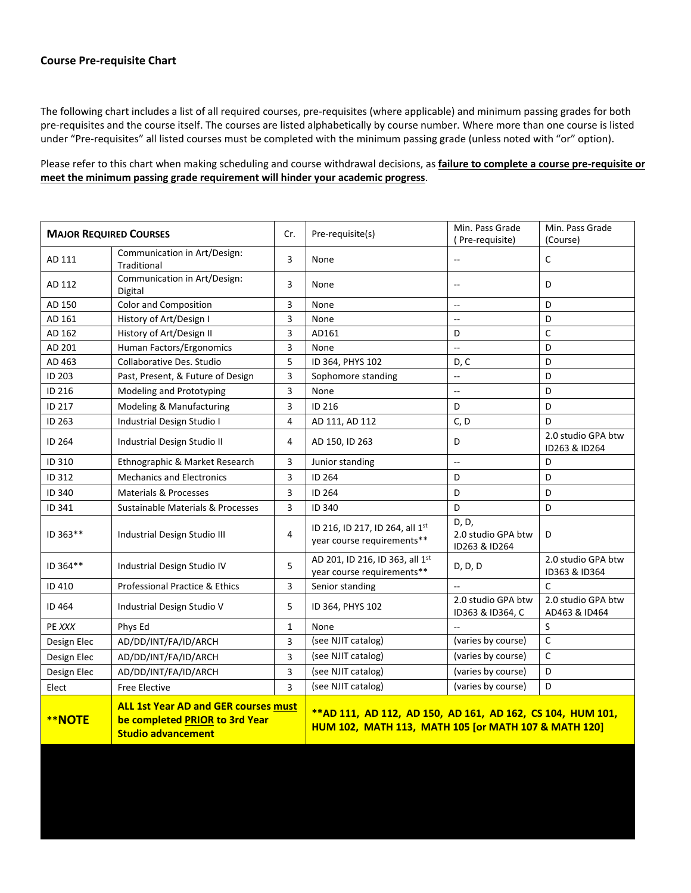### Course Pre-requisite Chart

The following chart includes a list of all required courses, pre-requisites (where applicable) and minimum passing grades for both pre-requisites and the course itself. The courses are listed alphabetically by course number. Where more than one course is listed under "Pre-requisites" all listed courses must be completed with the minimum passing grade (unless noted with "or" option).

Please refer to this chart when making scheduling and course withdrawal decisions, as **failure to complete a course pre-requisite or meet the minimum passing grade requirement will hinder your academic progress**.

| **MAJOR REQUIRED COURSES** | | Cr. | Pre-requisite(s) | Min. Pass Grade (Pre-requisite) | Min. Pass Grade (Course) |
|---|---|---|---|---|---|
| AD 111 | Communication in Art/Design: Traditional | 3 | None | -- | C |
| AD 112 | Communication in Art/Design: Digital | 3 | None | -- | D |
| AD 150 | Color and Composition | 3 | None | -- | D |
| AD 161 | History of Art/Design I | 3 | None | -- | D |
| AD 162 | History of Art/Design II | 3 | AD161 | D | C |
| AD 201 | Human Factors/Ergonomics | 3 | None | -- | D |
| AD 463 | Collaborative Des. Studio | 5 | ID 364, PHYS 102 | D, C | D |
| ID 203 | Past, Present, & Future of Design | 3 | Sophomore standing | -- | D |
| ID 216 | Modeling and Prototyping | 3 | None | -- | D |
| ID 217 | Modeling & Manufacturing | 3 | ID 216 | D | D |
| ID 263 | Industrial Design Studio I | 4 | AD 111, AD 112 | C, D | D |
| ID 264 | Industrial Design Studio II | 4 | AD 150, ID 263 | D | 2.0 studio GPA btw ID263 & ID264 |
| ID 310 | Ethnographic & Market Research | 3 | Junior standing | -- | D |
| ID 312 | Mechanics and Electronics | 3 | ID 264 | D | D |
| ID 340 | Materials & Processes | 3 | ID 264 | D | D |
| ID 341 | Sustainable Materials & Processes | 3 | ID 340 | D | D |
| ID 363** | Industrial Design Studio III | 4 | ID 216, ID 217, ID 264, all 1st year course requirements** | D, D, 2.0 studio GPA btw ID263 & ID264 | D |
| ID 364** | Industrial Design Studio IV | 5 | AD 201, ID 216, ID 363, all 1st year course requirements** | D, D, D | 2.0 studio GPA btw ID363 & ID364 |
| ID 410 | Professional Practice & Ethics | 3 | Senior standing | -- | C |
| ID 464 | Industrial Design Studio V | 5 | ID 364, PHYS 102 | 2.0 studio GPA btw ID363 & ID364, C | 2.0 studio GPA btw AD463 & ID464 |
| PE *XXX* | Phys Ed | 1 | None | -- | S |
| Design Elec | AD/DD/INT/FA/ID/ARCH | 3 | (see NJIT catalog) | (varies by course) | C |
| Design Elec | AD/DD/INT/FA/ID/ARCH | 3 | (see NJIT catalog) | (varies by course) | C |
| Design Elec | AD/DD/INT/FA/ID/ARCH | 3 | (see NJIT catalog) | (varies by course) | D |
| Elect | Free Elective | 3 | (see NJIT catalog) | (varies by course) | D |
| ****NOTE** | **ALL 1st Year AD and GER courses must be completed PRIOR to 3rd Year Studio advancement** | | **\*\*AD 111, AD 112, AD 150, AD 161, AD 162, CS 104, HUM 101, HUM 102, MATH 113, MATH 105 [or MATH 107 & MATH 120]** | | |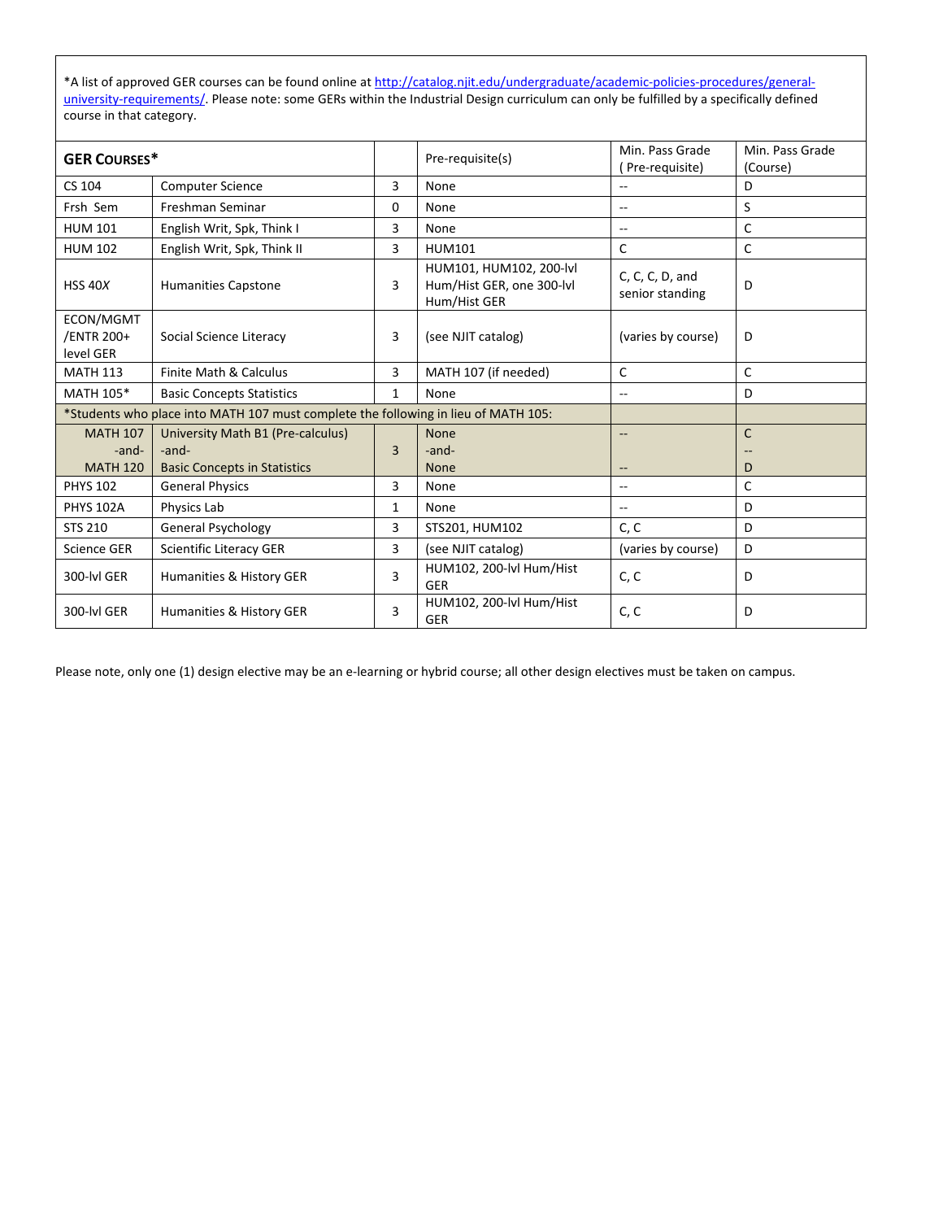*A list of approved GER courses can be found online at [http://catalog.njit.edu/undergraduate/academic-policies-procedures/general-university-requirements/](http://catalog.njit.edu/undergraduate/academic-policies-procedures/general-university-requirements/). Please note: some GERs within the Industrial Design curriculum can only be fulfilled by a specifically defined course in that category.

| **GER Courses*** | | | Pre-requisite(s) | Min. Pass Grade ( Pre-requisite) | Min. Pass Grade (Course) |
|---|---|---|---|---|---|
| CS 104 | Computer Science | 3 | None | -- | D |
| Frsh Sem | Freshman Seminar | 0 | None | -- | S |
| HUM 101 | English Writ, Spk, Think I | 3 | None | -- | C |
| HUM 102 | English Writ, Spk, Think II | 3 | HUM101 | C | C |
| HSS 40*X* | Humanities Capstone | 3 | HUM101, HUM102, 200-lvl Hum/Hist GER, one 300-lvl Hum/Hist GER | C, C, C, D, and senior standing | D |
| ECON/MGMT /ENTR 200+ level GER | Social Science Literacy | 3 | (see NJIT catalog) | (varies by course) | D |
| MATH 113 | Finite Math & Calculus | 3 | MATH 107 (if needed) | C | C |
| MATH 105* | Basic Concepts Statistics | 1 | None | -- | D |
| *Students who place into MATH 107 must complete the following in lieu of MATH 105: | | | | | |
| MATH 107 -and- MATH 120 | University Math B1 (Pre-calculus) -and- Basic Concepts in Statistics | 3 | None -and- None | -- -- | C -- D |
| PHYS 102 | General Physics | 3 | None | -- | C |
| PHYS 102A | Physics Lab | 1 | None | -- | D |
| STS 210 | General Psychology | 3 | STS201, HUM102 | C, C | D |
| Science GER | Scientific Literacy GER | 3 | (see NJIT catalog) | (varies by course) | D |
| 300-lvl GER | Humanities & History GER | 3 | HUM102, 200-lvl Hum/Hist GER | C, C | D |
| 300-lvl GER | Humanities & History GER | 3 | HUM102, 200-lvl Hum/Hist GER | C, C | D |

Please note, only one (1) design elective may be an e-learning or hybrid course; all other design electives must be taken on campus.